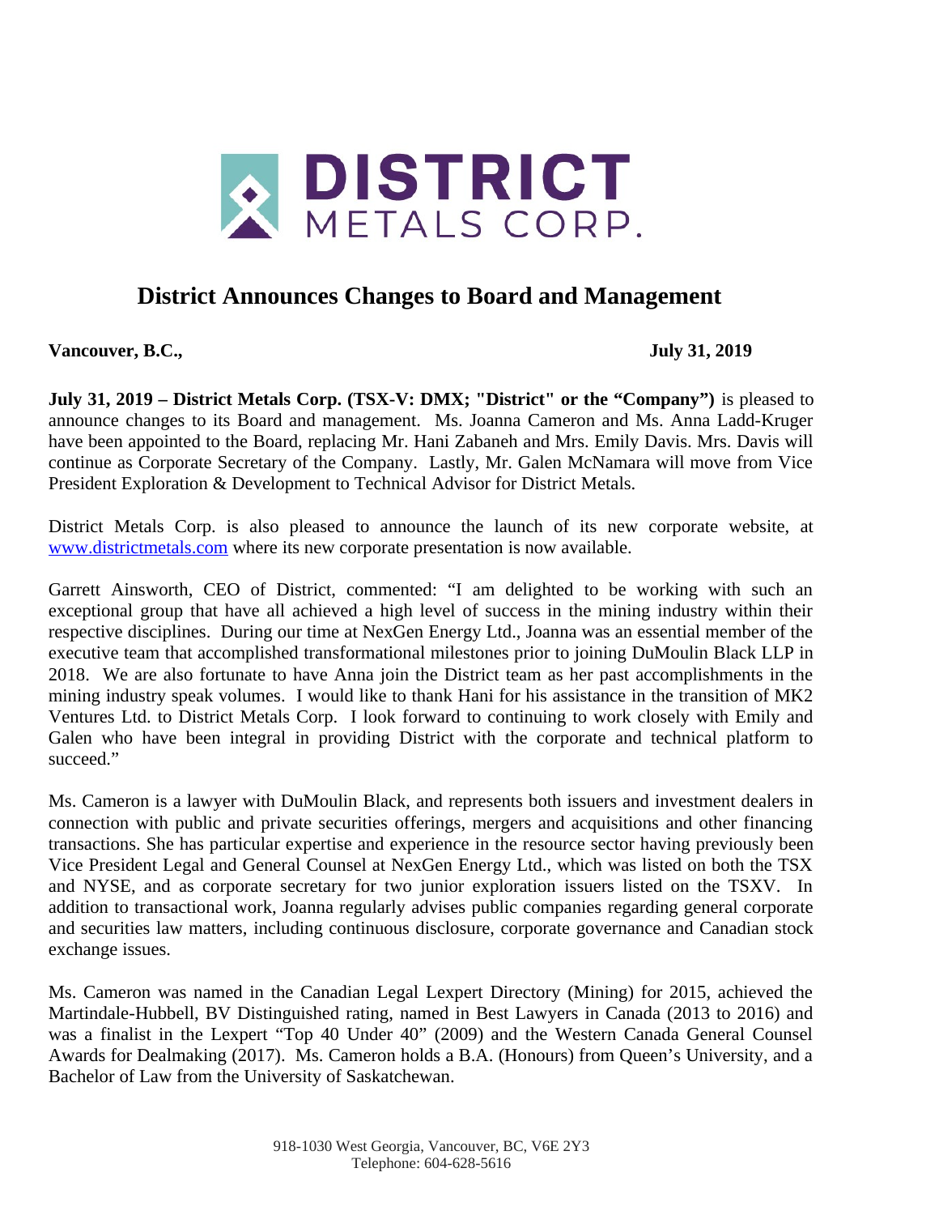# District Announces Changes to Board and Management

**Vancouver, B.C., July 31, 2019**

**July 31, 2019 – District Metals Corp. (TSX-V: DMX; "District" or the "Company")** is pleased to announce changes to its Board and management. Ms. Joanna Cameron and Ms. Anna Ladd-Kruger have been appointed to the Board, replacing Mr. Hani Zabaneh and Mrs. Emily Davis. Mrs. Davis will continue as Corporate Secretary of the Company. Lastly, Mr. Galen McNamara will move from Vice President Exploration & Development to Technical Advisor for District Metals.

District Metals Corp. is also pleased to announce the launch of its new corporate website, at [www.districtmetals.com](www.districtmetals.com) where its new corporate presentation is now available.

Garrett Ainsworth, CEO of District, commented: "I am delighted to be working with such an exceptional group that have all achieved a high level of success in the mining industry within their respective disciplines. During our time at NexGen Energy Ltd., Joanna was an essential member of the executive team that accomplished transformational milestones prior to joining DuMoulin Black LLP in 2018. We are also fortunate to have Anna join the District team as her past accomplishments in the mining industry speak volumes. I would like to thank Hani for his assistance in the transition of MK2 Ventures Ltd. to District Metals Corp. I look forward to continuing to work closely with Emily and Galen who have been integral in providing District with the corporate and technical platform to succeed."

Ms. Cameron is a lawyer with DuMoulin Black, and represents both issuers and investment dealers in connection with public and private securities offerings, mergers and acquisitions and other financing transactions. She has particular expertise and experience in the resource sector having previously been Vice President Legal and General Counsel at NexGen Energy Ltd., which was listed on both the TSX and NYSE, and as corporate secretary for two junior exploration issuers listed on the TSXV. In addition to transactional work, Joanna regularly advises public companies regarding general corporate and securities law matters, including continuous disclosure, corporate governance and Canadian stock exchange issues.

Ms. Cameron was named in the Canadian Legal Lexpert Directory (Mining) for 2015, achieved the Martindale-Hubbell, BV Distinguished rating, named in Best Lawyers in Canada (2013 to 2016) and was a finalist in the Lexpert "Top 40 Under 40" (2009) and the Western Canada General Counsel Awards for Dealmaking (2017). Ms. Cameron holds a B.A. (Honours) from Queen's University, and a Bachelor of Law from the University of Saskatchewan.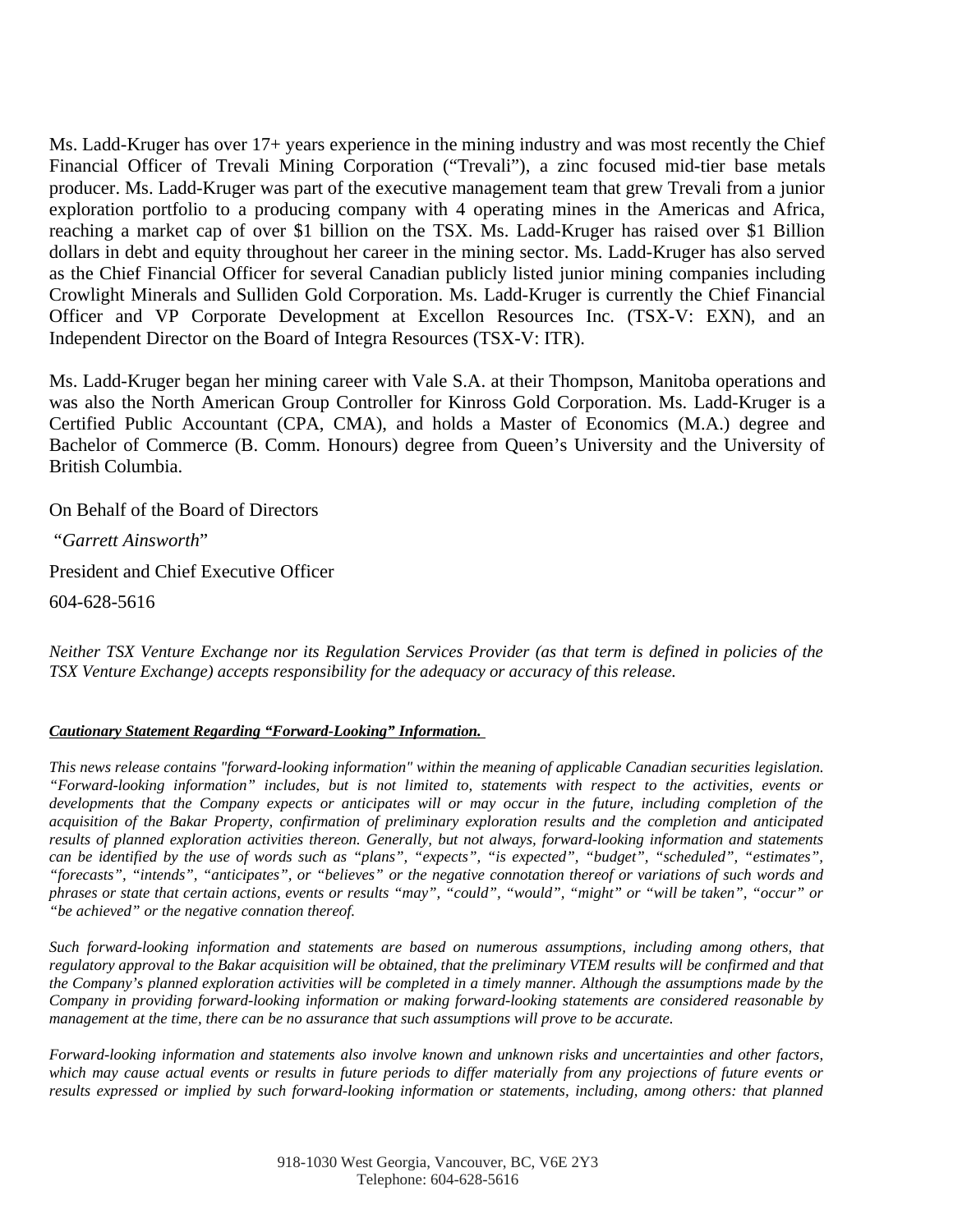Ms. Ladd-Kruger has over 17+ years experience in the mining industry and was most recently the Chief Financial Officer of Trevali Mining Corporation ("Trevali"), a zinc focused mid-tier base metals producer. Ms. Ladd-Kruger was part of the executive management team that grew Trevali from a junior exploration portfolio to a producing company with 4 operating mines in the Americas and Africa, reaching a market cap of over $1 billion on the TSX. Ms. Ladd-Kruger has raised over $1 Billion dollars in debt and equity throughout her career in the mining sector. Ms. Ladd-Kruger has also served as the Chief Financial Officer for several Canadian publicly listed junior mining companies including Crowlight Minerals and Sulliden Gold Corporation. Ms. Ladd-Kruger is currently the Chief Financial Officer and VP Corporate Development at Excellon Resources Inc. (TSX-V: EXN), and an Independent Director on the Board of Integra Resources (TSX-V: ITR).

Ms. Ladd-Kruger began her mining career with Vale S.A. at their Thompson, Manitoba operations and was also the North American Group Controller for Kinross Gold Corporation. Ms. Ladd-Kruger is a Certified Public Accountant (CPA, CMA), and holds a Master of Economics (M.A.) degree and Bachelor of Commerce (B. Comm. Honours) degree from Queen's University and the University of British Columbia.

On Behalf of the Board of Directors

"*Garrett Ainsworth*"

President and Chief Executive Officer

604-628-5616

*Neither TSX Venture Exchange nor its Regulation Services Provider (as that term is defined in policies of the TSX Venture Exchange) accepts responsibility for the adequacy or accuracy of this release.*

***Cautionary Statement Regarding "Forward-Looking" Information.***

*This news release contains "forward-looking information" within the meaning of applicable Canadian securities legislation. "Forward-looking information" includes, but is not limited to, statements with respect to the activities, events or developments that the Company expects or anticipates will or may occur in the future, including completion of the acquisition of the Bakar Property, confirmation of preliminary exploration results and the completion and anticipated results of planned exploration activities thereon. Generally, but not always, forward-looking information and statements can be identified by the use of words such as "plans", "expects", "is expected", "budget", "scheduled", "estimates", "forecasts", "intends", "anticipates", or "believes" or the negative connotation thereof or variations of such words and phrases or state that certain actions, events or results "may", "could", "would", "might" or "will be taken", "occur" or "be achieved" or the negative connation thereof.*

*Such forward-looking information and statements are based on numerous assumptions, including among others, that regulatory approval to the Bakar acquisition will be obtained, that the preliminary VTEM results will be confirmed and that the Company's planned exploration activities will be completed in a timely manner. Although the assumptions made by the Company in providing forward-looking information or making forward-looking statements are considered reasonable by management at the time, there can be no assurance that such assumptions will prove to be accurate.*

*Forward-looking information and statements also involve known and unknown risks and uncertainties and other factors, which may cause actual events or results in future periods to differ materially from any projections of future events or results expressed or implied by such forward-looking information or statements, including, among others: that planned*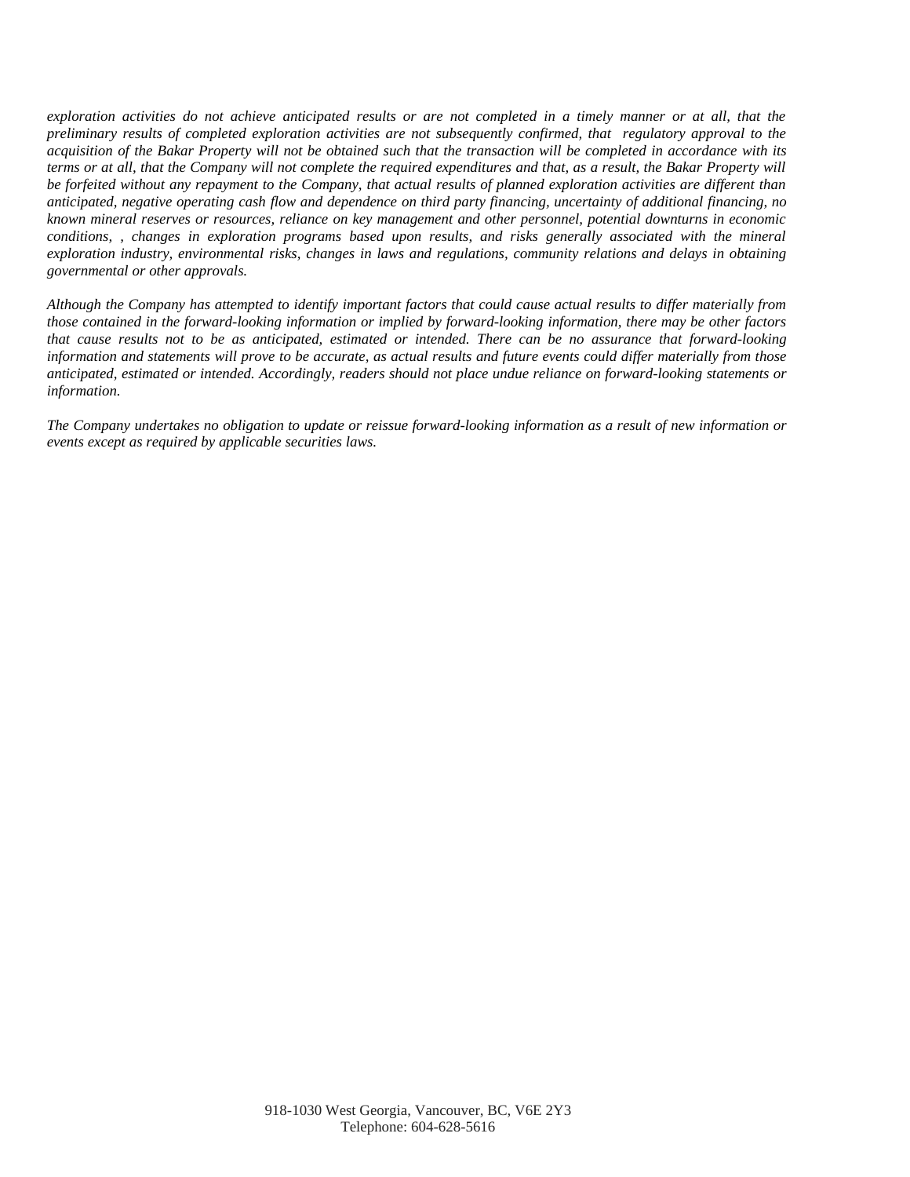*exploration activities do not achieve anticipated results or are not completed in a timely manner or at all, that the preliminary results of completed exploration activities are not subsequently confirmed, that regulatory approval to the acquisition of the Bakar Property will not be obtained such that the transaction will be completed in accordance with its terms or at all, that the Company will not complete the required expenditures and that, as a result, the Bakar Property will be forfeited without any repayment to the Company, that actual results of planned exploration activities are different than anticipated, negative operating cash flow and dependence on third party financing, uncertainty of additional financing, no known mineral reserves or resources, reliance on key management and other personnel, potential downturns in economic conditions, , changes in exploration programs based upon results, and risks generally associated with the mineral exploration industry, environmental risks, changes in laws and regulations, community relations and delays in obtaining governmental or other approvals.*

*Although the Company has attempted to identify important factors that could cause actual results to differ materially from those contained in the forward-looking information or implied by forward-looking information, there may be other factors that cause results not to be as anticipated, estimated or intended. There can be no assurance that forward-looking information and statements will prove to be accurate, as actual results and future events could differ materially from those anticipated, estimated or intended. Accordingly, readers should not place undue reliance on forward-looking statements or information.*

*The Company undertakes no obligation to update or reissue forward-looking information as a result of new information or events except as required by applicable securities laws.*

918-1030 West Georgia, Vancouver, BC, V6E 2Y3
Telephone: 604-628-5616